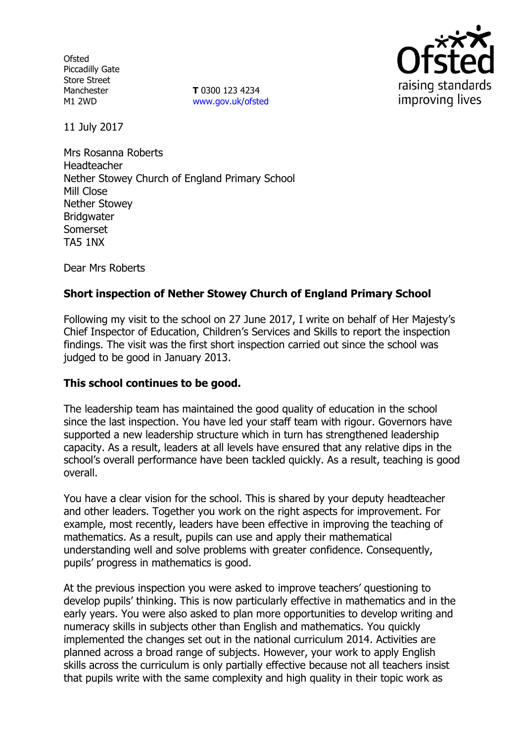Ofsted
Piccadilly Gate
Store Street
Manchester
M1 2WD

**T** 0300 123 4234
www.gov.uk/ofsted

Ofsted
raising standards
improving lives

11 July 2017

Mrs Rosanna Roberts
Headteacher
Nether Stowey Church of England Primary School
Mill Close
Nether Stowey
Bridgwater
Somerset
TA5 1NX

Dear Mrs Roberts

**Short inspection of Nether Stowey Church of England Primary School**

Following my visit to the school on 27 June 2017, I write on behalf of Her Majesty's Chief Inspector of Education, Children's Services and Skills to report the inspection findings. The visit was the first short inspection carried out since the school was judged to be good in January 2013.

**This school continues to be good.**

The leadership team has maintained the good quality of education in the school since the last inspection. You have led your staff team with rigour. Governors have supported a new leadership structure which in turn has strengthened leadership capacity. As a result, leaders at all levels have ensured that any relative dips in the school's overall performance have been tackled quickly. As a result, teaching is good overall.

You have a clear vision for the school. This is shared by your deputy headteacher and other leaders. Together you work on the right aspects for improvement. For example, most recently, leaders have been effective in improving the teaching of mathematics. As a result, pupils can use and apply their mathematical understanding well and solve problems with greater confidence. Consequently, pupils' progress in mathematics is good.

At the previous inspection you were asked to improve teachers' questioning to develop pupils' thinking. This is now particularly effective in mathematics and in the early years. You were also asked to plan more opportunities to develop writing and numeracy skills in subjects other than English and mathematics. You quickly implemented the changes set out in the national curriculum 2014. Activities are planned across a broad range of subjects. However, your work to apply English skills across the curriculum is only partially effective because not all teachers insist that pupils write with the same complexity and high quality in their topic work as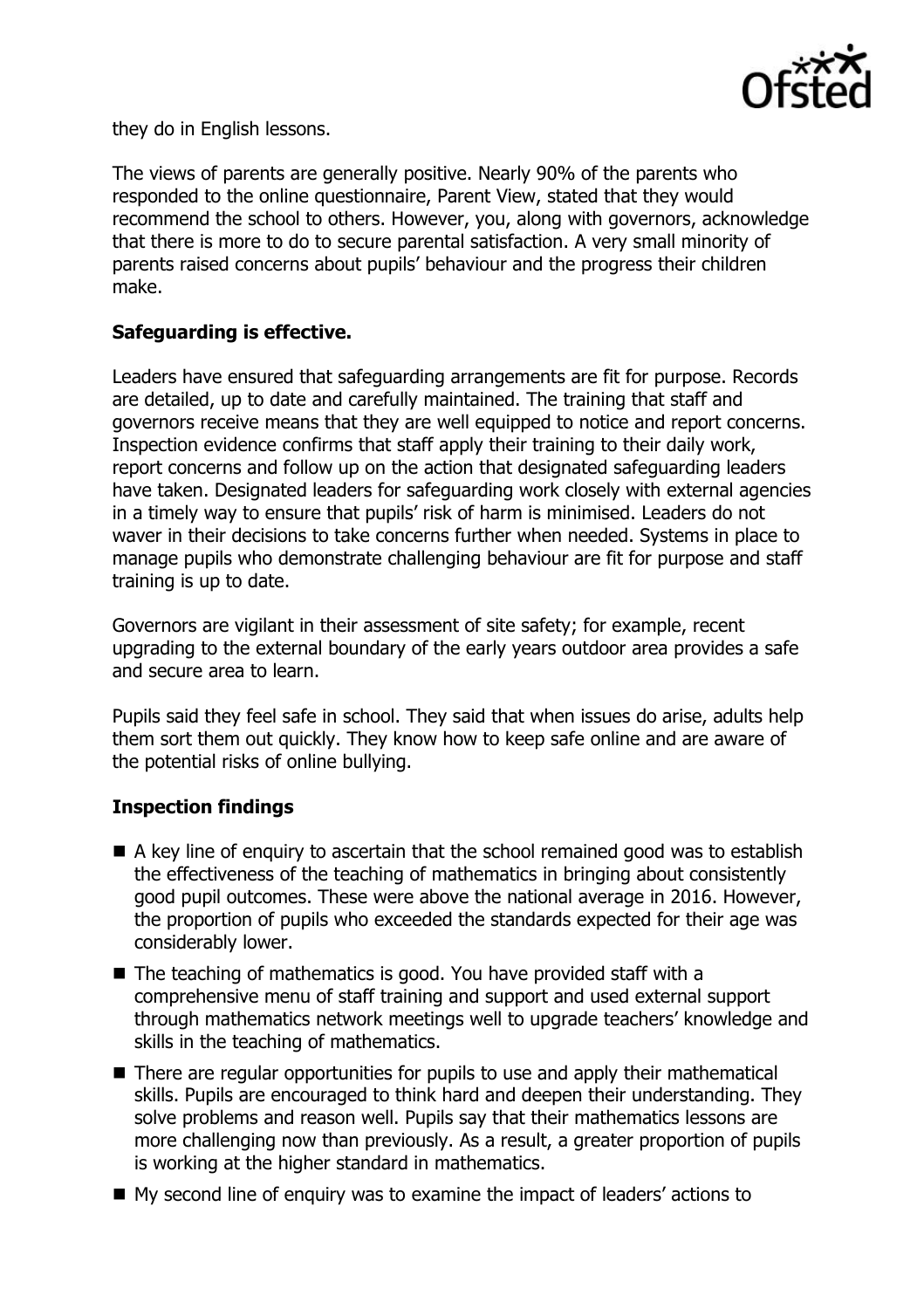they do in English lessons.

The views of parents are generally positive. Nearly 90% of the parents who responded to the online questionnaire, Parent View, stated that they would recommend the school to others. However, you, along with governors, acknowledge that there is more to do to secure parental satisfaction. A very small minority of parents raised concerns about pupils' behaviour and the progress their children make.

## Safeguarding is effective.

Leaders have ensured that safeguarding arrangements are fit for purpose. Records are detailed, up to date and carefully maintained. The training that staff and governors receive means that they are well equipped to notice and report concerns. Inspection evidence confirms that staff apply their training to their daily work, report concerns and follow up on the action that designated safeguarding leaders have taken. Designated leaders for safeguarding work closely with external agencies in a timely way to ensure that pupils' risk of harm is minimised. Leaders do not waver in their decisions to take concerns further when needed. Systems in place to manage pupils who demonstrate challenging behaviour are fit for purpose and staff training is up to date.

Governors are vigilant in their assessment of site safety; for example, recent upgrading to the external boundary of the early years outdoor area provides a safe and secure area to learn.

Pupils said they feel safe in school. They said that when issues do arise, adults help them sort them out quickly. They know how to keep safe online and are aware of the potential risks of online bullying.

## Inspection findings

- A key line of enquiry to ascertain that the school remained good was to establish the effectiveness of the teaching of mathematics in bringing about consistently good pupil outcomes. These were above the national average in 2016. However, the proportion of pupils who exceeded the standards expected for their age was considerably lower.
- The teaching of mathematics is good. You have provided staff with a comprehensive menu of staff training and support and used external support through mathematics network meetings well to upgrade teachers' knowledge and skills in the teaching of mathematics.
- There are regular opportunities for pupils to use and apply their mathematical skills. Pupils are encouraged to think hard and deepen their understanding. They solve problems and reason well. Pupils say that their mathematics lessons are more challenging now than previously. As a result, a greater proportion of pupils is working at the higher standard in mathematics.
- My second line of enquiry was to examine the impact of leaders' actions to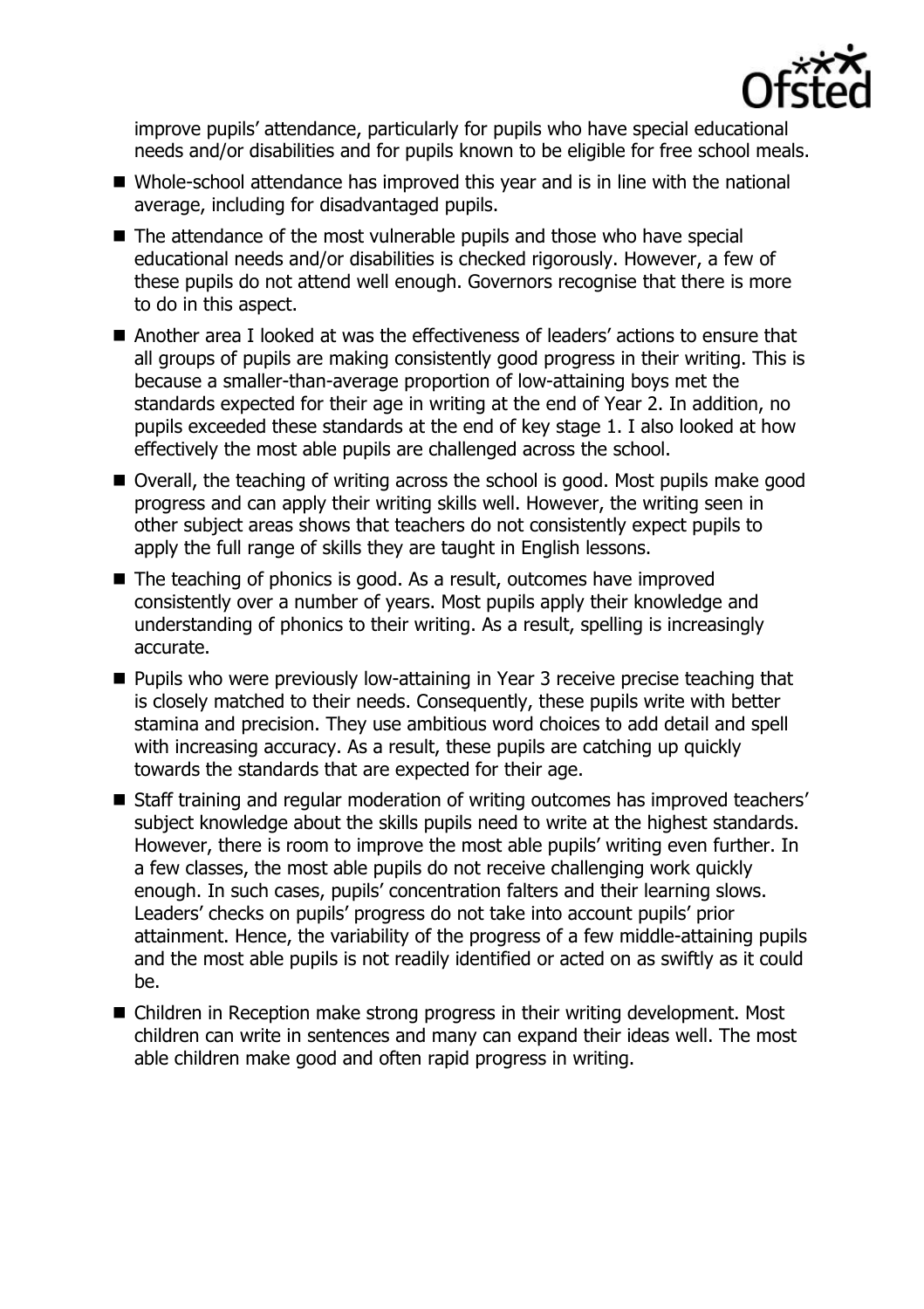improve pupils' attendance, particularly for pupils who have special educational needs and/or disabilities and for pupils known to be eligible for free school meals.

- Whole-school attendance has improved this year and is in line with the national average, including for disadvantaged pupils.
- The attendance of the most vulnerable pupils and those who have special educational needs and/or disabilities is checked rigorously. However, a few of these pupils do not attend well enough. Governors recognise that there is more to do in this aspect.
- Another area I looked at was the effectiveness of leaders' actions to ensure that all groups of pupils are making consistently good progress in their writing. This is because a smaller-than-average proportion of low-attaining boys met the standards expected for their age in writing at the end of Year 2. In addition, no pupils exceeded these standards at the end of key stage 1. I also looked at how effectively the most able pupils are challenged across the school.
- Overall, the teaching of writing across the school is good. Most pupils make good progress and can apply their writing skills well. However, the writing seen in other subject areas shows that teachers do not consistently expect pupils to apply the full range of skills they are taught in English lessons.
- The teaching of phonics is good. As a result, outcomes have improved consistently over a number of years. Most pupils apply their knowledge and understanding of phonics to their writing. As a result, spelling is increasingly accurate.
- Pupils who were previously low-attaining in Year 3 receive precise teaching that is closely matched to their needs. Consequently, these pupils write with better stamina and precision. They use ambitious word choices to add detail and spell with increasing accuracy. As a result, these pupils are catching up quickly towards the standards that are expected for their age.
- Staff training and regular moderation of writing outcomes has improved teachers' subject knowledge about the skills pupils need to write at the highest standards. However, there is room to improve the most able pupils' writing even further. In a few classes, the most able pupils do not receive challenging work quickly enough. In such cases, pupils' concentration falters and their learning slows. Leaders' checks on pupils' progress do not take into account pupils' prior attainment. Hence, the variability of the progress of a few middle-attaining pupils and the most able pupils is not readily identified or acted on as swiftly as it could be.
- Children in Reception make strong progress in their writing development. Most children can write in sentences and many can expand their ideas well. The most able children make good and often rapid progress in writing.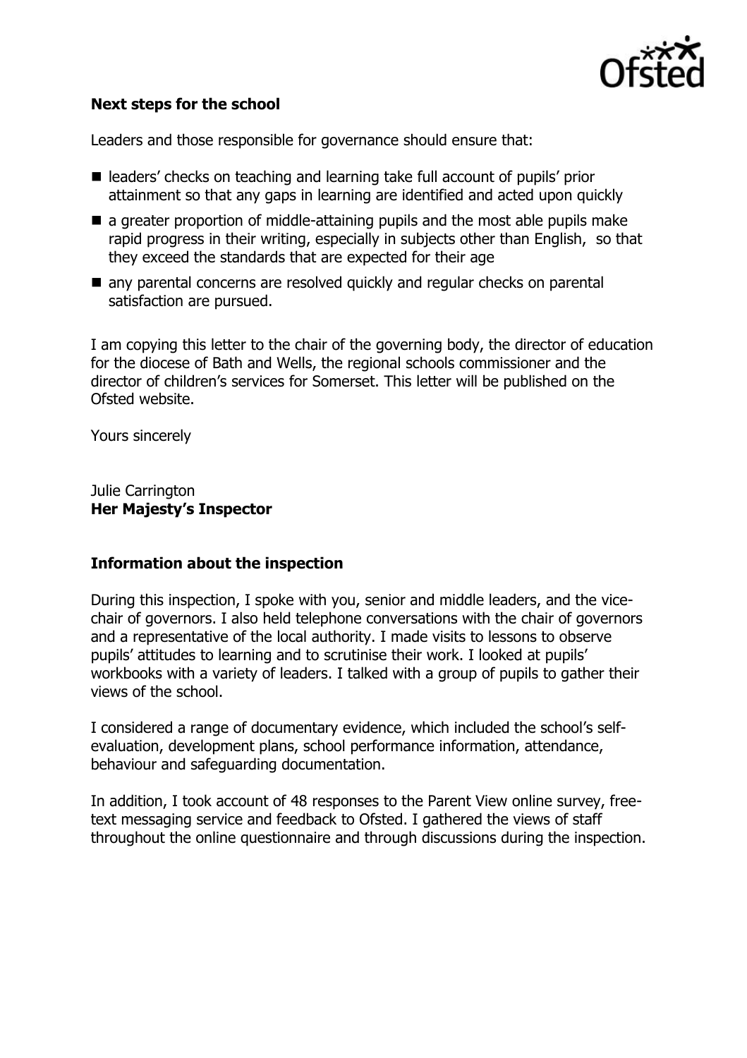**Next steps for the school**

Leaders and those responsible for governance should ensure that:

- leaders' checks on teaching and learning take full account of pupils' prior attainment so that any gaps in learning are identified and acted upon quickly
- a greater proportion of middle-attaining pupils and the most able pupils make rapid progress in their writing, especially in subjects other than English, so that they exceed the standards that are expected for their age
- any parental concerns are resolved quickly and regular checks on parental satisfaction are pursued.

I am copying this letter to the chair of the governing body, the director of education for the diocese of Bath and Wells, the regional schools commissioner and the director of children's services for Somerset. This letter will be published on the Ofsted website.

Yours sincerely

Julie Carrington
**Her Majesty's Inspector**

## Information about the inspection

During this inspection, I spoke with you, senior and middle leaders, and the vice-chair of governors. I also held telephone conversations with the chair of governors and a representative of the local authority. I made visits to lessons to observe pupils' attitudes to learning and to scrutinise their work. I looked at pupils' workbooks with a variety of leaders. I talked with a group of pupils to gather their views of the school.

I considered a range of documentary evidence, which included the school's self-evaluation, development plans, school performance information, attendance, behaviour and safeguarding documentation.

In addition, I took account of 48 responses to the Parent View online survey, free-text messaging service and feedback to Ofsted. I gathered the views of staff throughout the online questionnaire and through discussions during the inspection.